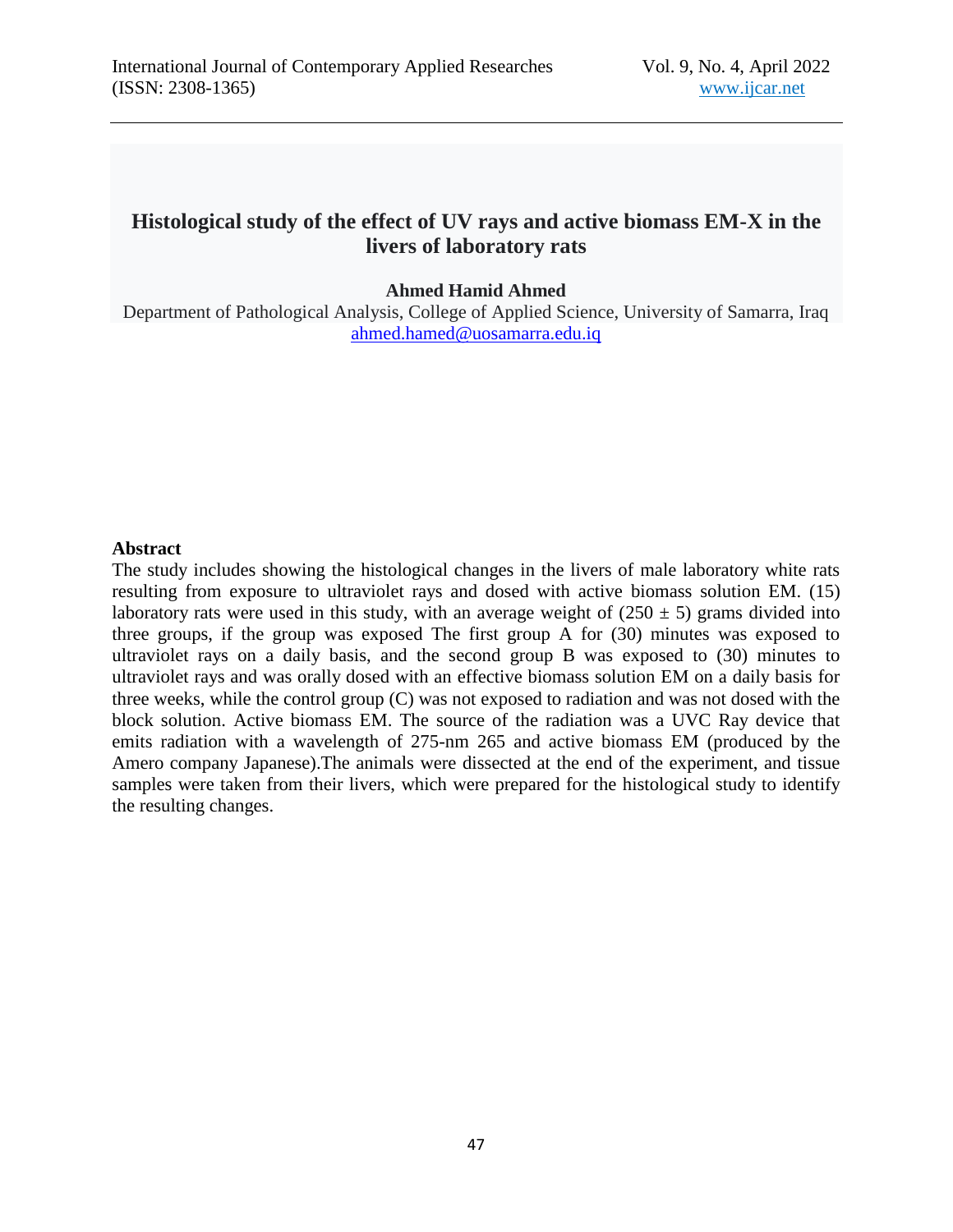# Histological study of the effect of UV rays and active biomass EM-X in the livers of laboratory rats

**Ahmed Hamid Ahmed**

Department of Pathological Analysis, College of Applied Science, University of Samarra, Iraq
ahmed.hamed@uosamarra.edu.iq

## Abstract

The study includes showing the histological changes in the livers of male laboratory white rats resulting from exposure to ultraviolet rays and dosed with active biomass solution EM. (15) laboratory rats were used in this study, with an average weight of (250 ± 5) grams divided into three groups, if the group was exposed The first group A for (30) minutes was exposed to ultraviolet rays on a daily basis, and the second group B was exposed to (30) minutes to ultraviolet rays and was orally dosed with an effective biomass solution EM on a daily basis for three weeks, while the control group (C) was not exposed to radiation and was not dosed with the block solution. Active biomass EM. The source of the radiation was a UVC Ray device that emits radiation with a wavelength of 275-nm 265 and active biomass EM (produced by the Amero company Japanese).The animals were dissected at the end of the experiment, and tissue samples were taken from their livers, which were prepared for the histological study to identify the resulting changes.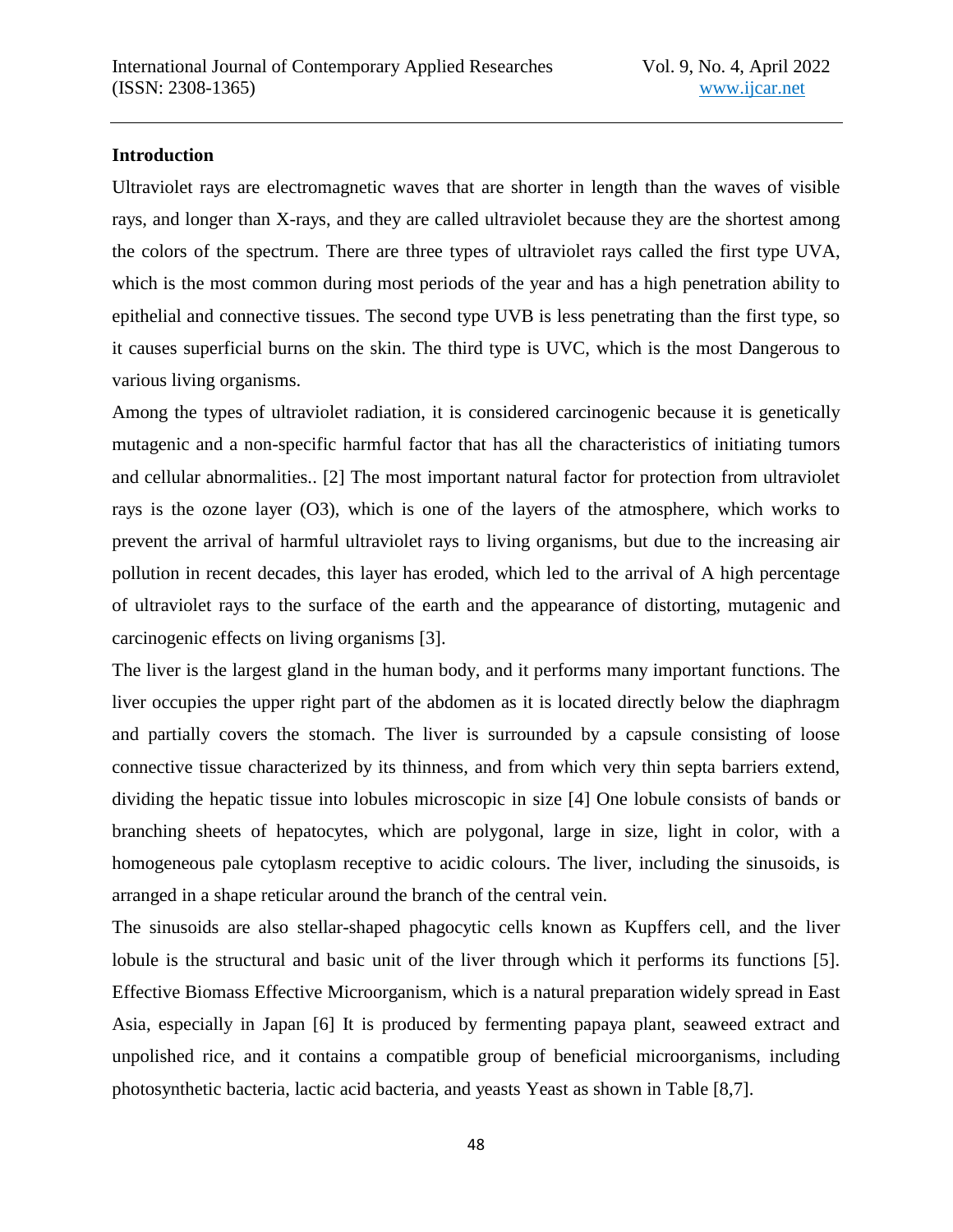## Introduction

Ultraviolet rays are electromagnetic waves that are shorter in length than the waves of visible rays, and longer than X-rays, and they are called ultraviolet because they are the shortest among the colors of the spectrum. There are three types of ultraviolet rays called the first type UVA, which is the most common during most periods of the year and has a high penetration ability to epithelial and connective tissues. The second type UVB is less penetrating than the first type, so it causes superficial burns on the skin. The third type is UVC, which is the most Dangerous to various living organisms.

Among the types of ultraviolet radiation, it is considered carcinogenic because it is genetically mutagenic and a non-specific harmful factor that has all the characteristics of initiating tumors and cellular abnormalities.. [2] The most important natural factor for protection from ultraviolet rays is the ozone layer ($O_3$), which is one of the layers of the atmosphere, which works to prevent the arrival of harmful ultraviolet rays to living organisms, but due to the increasing air pollution in recent decades, this layer has eroded, which led to the arrival of A high percentage of ultraviolet rays to the surface of the earth and the appearance of distorting, mutagenic and carcinogenic effects on living organisms [3].

The liver is the largest gland in the human body, and it performs many important functions. The liver occupies the upper right part of the abdomen as it is located directly below the diaphragm and partially covers the stomach. The liver is surrounded by a capsule consisting of loose connective tissue characterized by its thinness, and from which very thin septa barriers extend, dividing the hepatic tissue into lobules microscopic in size [4] One lobule consists of bands or branching sheets of hepatocytes, which are polygonal, large in size, light in color, with a homogeneous pale cytoplasm receptive to acidic colours. The liver, including the sinusoids, is arranged in a shape reticular around the branch of the central vein.

The sinusoids are also stellar-shaped phagocytic cells known as Kupffers cell, and the liver lobule is the structural and basic unit of the liver through which it performs its functions [5]. Effective Biomass Effective Microorganism, which is a natural preparation widely spread in East Asia, especially in Japan [6] It is produced by fermenting papaya plant, seaweed extract and unpolished rice, and it contains a compatible group of beneficial microorganisms, including photosynthetic bacteria, lactic acid bacteria, and yeasts Yeast as shown in Table [8,7].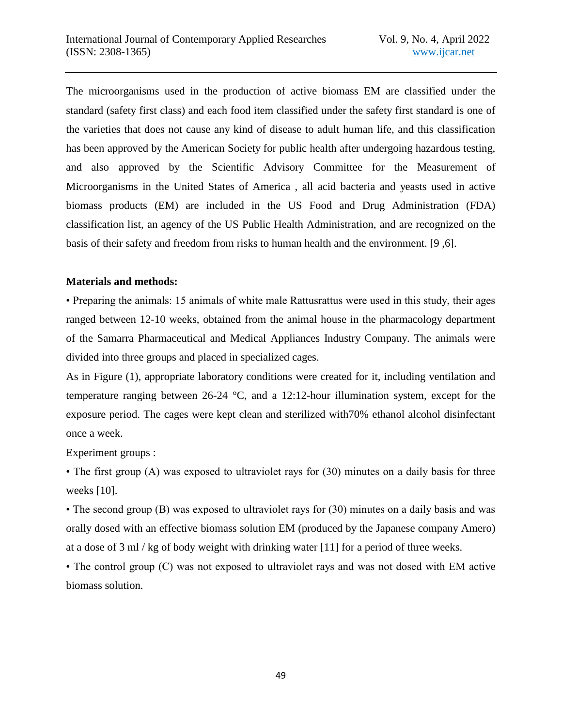The microorganisms used in the production of active biomass EM are classified under the standard (safety first class) and each food item classified under the safety first standard is one of the varieties that does not cause any kind of disease to adult human life, and this classification has been approved by the American Society for public health after undergoing hazardous testing, and also approved by the Scientific Advisory Committee for the Measurement of Microorganisms in the United States of America , all acid bacteria and yeasts used in active biomass products (EM) are included in the US Food and Drug Administration (FDA) classification list, an agency of the US Public Health Administration, and are recognized on the basis of their safety and freedom from risks to human health and the environment. [9 ,6].

**Materials and methods:**

• Preparing the animals: 15 animals of white male Rattusrattus were used in this study, their ages ranged between 12-10 weeks, obtained from the animal house in the pharmacology department of the Samarra Pharmaceutical and Medical Appliances Industry Company. The animals were divided into three groups and placed in specialized cages.

As in Figure (1), appropriate laboratory conditions were created for it, including ventilation and temperature ranging between 26-24 °C, and a 12:12-hour illumination system, except for the exposure period. The cages were kept clean and sterilized with70% ethanol alcohol disinfectant once a week.

Experiment groups :

• The first group (A) was exposed to ultraviolet rays for (30) minutes on a daily basis for three weeks [10].

• The second group (B) was exposed to ultraviolet rays for (30) minutes on a daily basis and was orally dosed with an effective biomass solution EM (produced by the Japanese company Amero) at a dose of 3 ml / kg of body weight with drinking water [11] for a period of three weeks.

• The control group (C) was not exposed to ultraviolet rays and was not dosed with EM active biomass solution.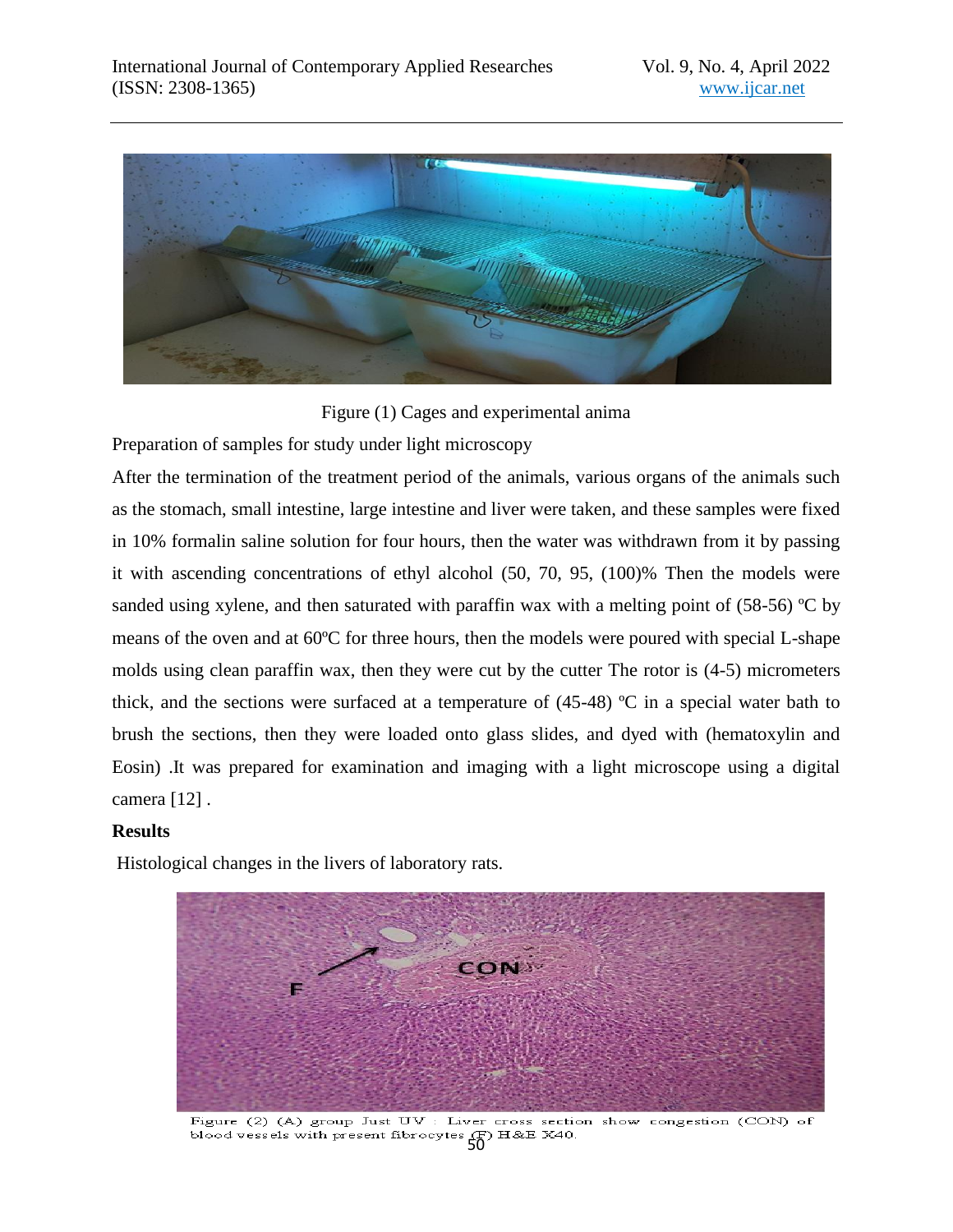Figure (1) Cages and experimental anima

Preparation of samples for study under light microscopy

After the termination of the treatment period of the animals, various organs of the animals such as the stomach, small intestine, large intestine and liver were taken, and these samples were fixed in 10% formalin saline solution for four hours, then the water was withdrawn from it by passing it with ascending concentrations of ethyl alcohol (50, 70, 95, (100)% Then the models were sanded using xylene, and then saturated with paraffin wax with a melting point of (58-56) ºC by means of the oven and at 60ºC for three hours, then the models were poured with special L-shape molds using clean paraffin wax, then they were cut by the cutter The rotor is (4-5) micrometers thick, and the sections were surfaced at a temperature of (45-48) ºC in a special water bath to brush the sections, then they were loaded onto glass slides, and dyed with (hematoxylin and Eosin) .It was prepared for examination and imaging with a light microscope using a digital camera [12] .

## Results

Histological changes in the livers of laboratory rats.

Figure (2) (A) group Just UV : Liver cross section show congestion (CON) of blood vessels with present fibrocytes (F) H&E X40.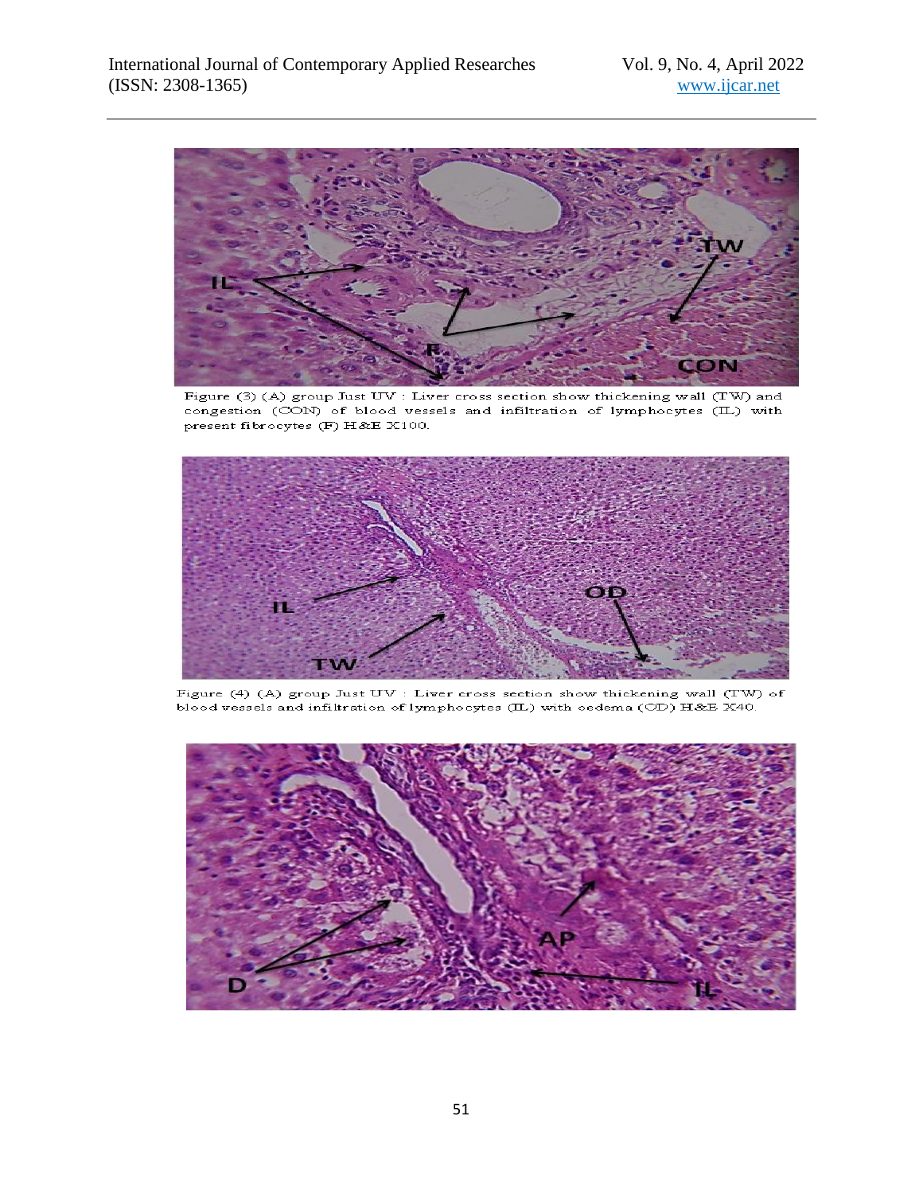Figure (3) (A) group Just UV : Liver cross section show thickening wall (TW) and congestion (CON) of blood vessels and infiltration of lymphocytes (IL) with present fibrocytes (F) H&E X100.

Figure (4) (A) group Just UV : Liver cross section show thickening wall (TW) of blood vessels and infiltration of lymphocytes (IL) with oedema (OD) H&E X40.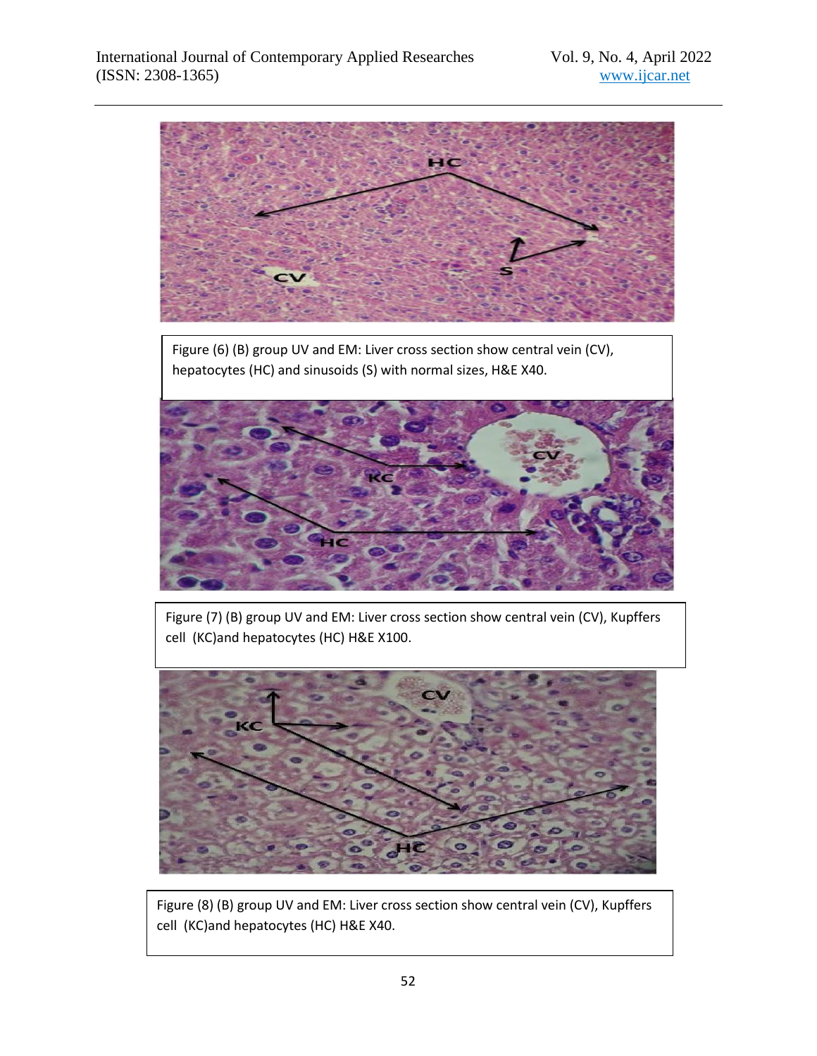Figure (6) (B) group UV and EM: Liver cross section show central vein (CV), hepatocytes (HC) and sinusoids (S) with normal sizes, H&E X40.

Figure (7) (B) group UV and EM: Liver cross section show central vein (CV), Kupffers cell (KC)and hepatocytes (HC) H&E X100.

Figure (8) (B) group UV and EM: Liver cross section show central vein (CV), Kupffers cell (KC)and hepatocytes (HC) H&E X40.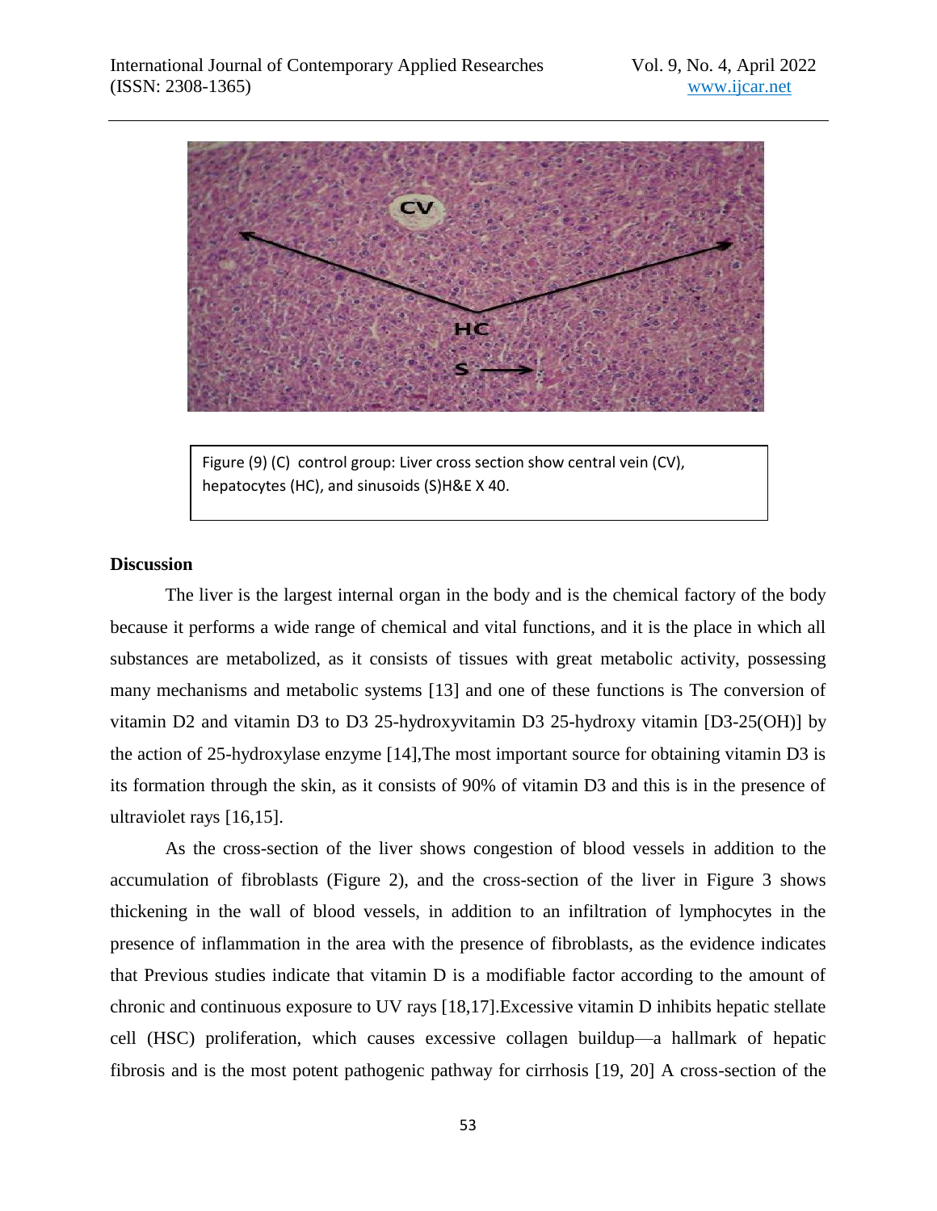Figure (9) (C) control group: Liver cross section show central vein (CV), hepatocytes (HC), and sinusoids (S)H&E X 40.

## Discussion

The liver is the largest internal organ in the body and is the chemical factory of the body because it performs a wide range of chemical and vital functions, and it is the place in which all substances are metabolized, as it consists of tissues with great metabolic activity, possessing many mechanisms and metabolic systems [13] and one of these functions is The conversion of vitamin D2 and vitamin D3 to D3 25-hydroxyvitamin D3 25-hydroxy vitamin [D3-25(OH)] by the action of 25-hydroxylase enzyme [14],The most important source for obtaining vitamin D3 is its formation through the skin, as it consists of 90% of vitamin D3 and this is in the presence of ultraviolet rays [16,15].

As the cross-section of the liver shows congestion of blood vessels in addition to the accumulation of fibroblasts (Figure 2), and the cross-section of the liver in Figure 3 shows thickening in the wall of blood vessels, in addition to an infiltration of lymphocytes in the presence of inflammation in the area with the presence of fibroblasts, as the evidence indicates that Previous studies indicate that vitamin D is a modifiable factor according to the amount of chronic and continuous exposure to UV rays [18,17].Excessive vitamin D inhibits hepatic stellate cell (HSC) proliferation, which causes excessive collagen buildup—a hallmark of hepatic fibrosis and is the most potent pathogenic pathway for cirrhosis [19, 20] A cross-section of the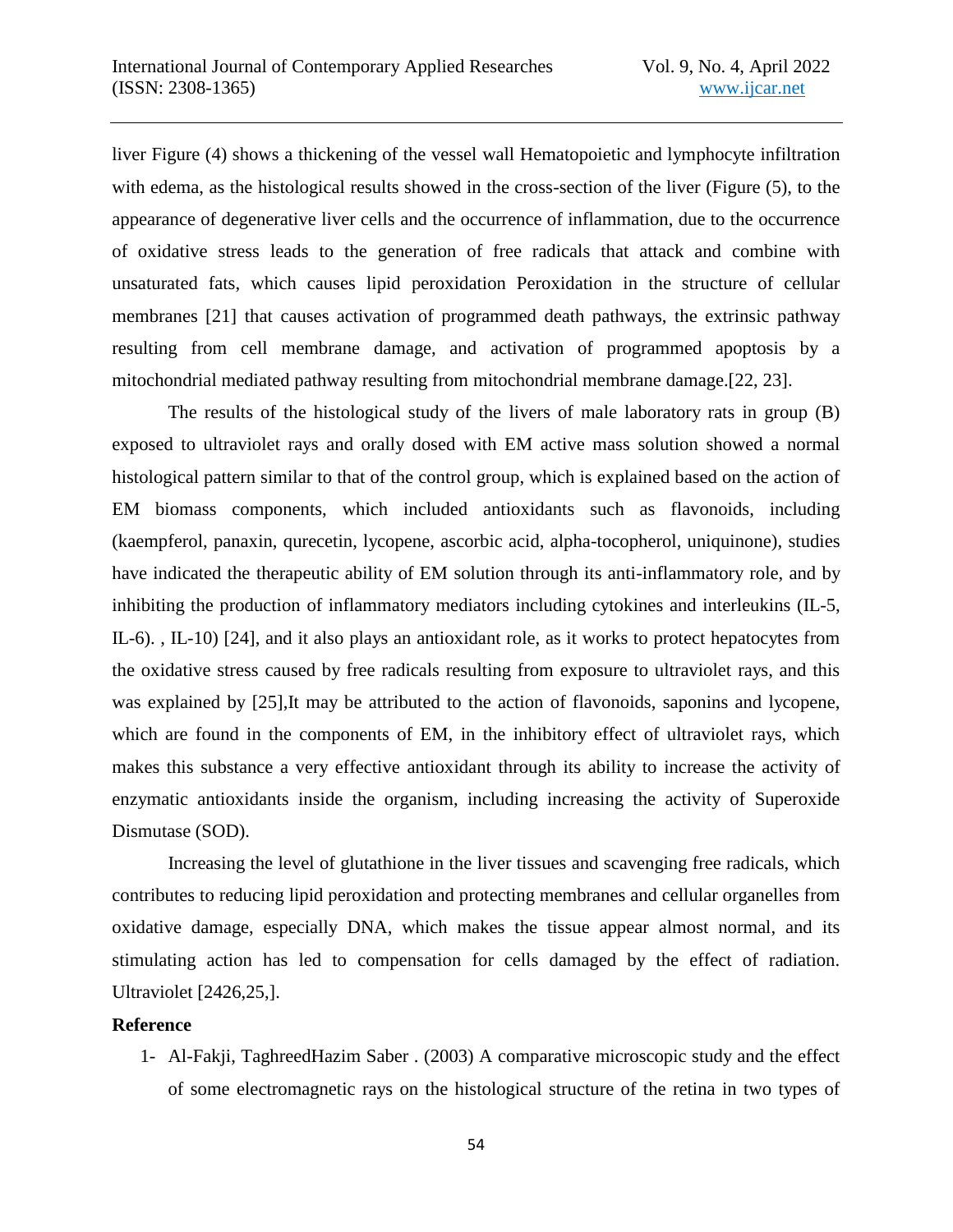liver Figure (4) shows a thickening of the vessel wall Hematopoietic and lymphocyte infiltration with edema, as the histological results showed in the cross-section of the liver (Figure (5), to the appearance of degenerative liver cells and the occurrence of inflammation, due to the occurrence of oxidative stress leads to the generation of free radicals that attack and combine with unsaturated fats, which causes lipid peroxidation Peroxidation in the structure of cellular membranes [21] that causes activation of programmed death pathways, the extrinsic pathway resulting from cell membrane damage, and activation of programmed apoptosis by a mitochondrial mediated pathway resulting from mitochondrial membrane damage.[22, 23].

The results of the histological study of the livers of male laboratory rats in group (B) exposed to ultraviolet rays and orally dosed with EM active mass solution showed a normal histological pattern similar to that of the control group, which is explained based on the action of EM biomass components, which included antioxidants such as flavonoids, including (kaempferol, panaxin, qurecetin, lycopene, ascorbic acid, alpha-tocopherol, uniquinone), studies have indicated the therapeutic ability of EM solution through its anti-inflammatory role, and by inhibiting the production of inflammatory mediators including cytokines and interleukins (IL-5, IL-6). , IL-10) [24], and it also plays an antioxidant role, as it works to protect hepatocytes from the oxidative stress caused by free radicals resulting from exposure to ultraviolet rays, and this was explained by [25],It may be attributed to the action of flavonoids, saponins and lycopene, which are found in the components of EM, in the inhibitory effect of ultraviolet rays, which makes this substance a very effective antioxidant through its ability to increase the activity of enzymatic antioxidants inside the organism, including increasing the activity of Superoxide Dismutase (SOD).

Increasing the level of glutathione in the liver tissues and scavenging free radicals, which contributes to reducing lipid peroxidation and protecting membranes and cellular organelles from oxidative damage, especially DNA, which makes the tissue appear almost normal, and its stimulating action has led to compensation for cells damaged by the effect of radiation. Ultraviolet [2426,25,].

## Reference

1- Al-Fakji, TaghreedHazim Saber . (2003) A comparative microscopic study and the effect of some electromagnetic rays on the histological structure of the retina in two types of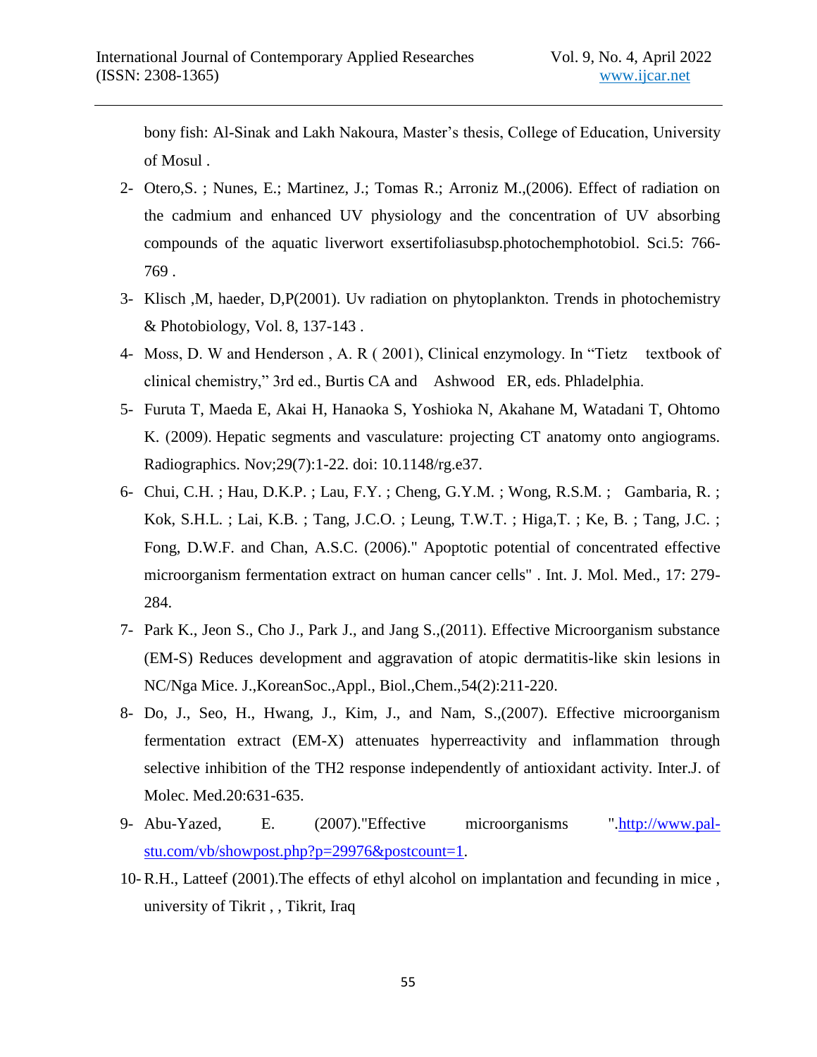bony fish: Al-Sinak and Lakh Nakoura, Master's thesis, College of Education, University of Mosul .

2- Otero,S. ; Nunes, E.; Martinez, J.; Tomas R.; Arroniz M.,(2006). Effect of radiation on the cadmium and enhanced UV physiology and the concentration of UV absorbing compounds of the aquatic liverwort exsertifoliasubsp.photochemphotobiol. Sci.5: 766-769 .

3- Klisch ,M, haeder, D,P(2001). Uv radiation on phytoplankton. Trends in photochemistry & Photobiology, Vol. 8, 137-143 .

4- Moss, D. W and Henderson , A. R ( 2001), Clinical enzymology. In "Tietz textbook of clinical chemistry," 3rd ed., Burtis CA and Ashwood ER, eds. Phladelphia.

5- Furuta T, Maeda E, Akai H, Hanaoka S, Yoshioka N, Akahane M, Watadani T, Ohtomo K. (2009). Hepatic segments and vasculature: projecting CT anatomy onto angiograms. Radiographics. Nov;29(7):1-22. doi: 10.1148/rg.e37.

6- Chui, C.H. ; Hau, D.K.P. ; Lau, F.Y. ; Cheng, G.Y.M. ; Wong, R.S.M. ; Gambaria, R. ; Kok, S.H.L. ; Lai, K.B. ; Tang, J.C.O. ; Leung, T.W.T. ; Higa,T. ; Ke, B. ; Tang, J.C. ; Fong, D.W.F. and Chan, A.S.C. (2006)." Apoptotic potential of concentrated effective microorganism fermentation extract on human cancer cells" . Int. J. Mol. Med., 17: 279-284.

7- Park K., Jeon S., Cho J., Park J., and Jang S.,(2011). Effective Microorganism substance (EM-S) Reduces development and aggravation of atopic dermatitis-like skin lesions in NC/Nga Mice. J.,KoreanSoc.,Appl., Biol.,Chem.,54(2):211-220.

8- Do, J., Seo, H., Hwang, J., Kim, J., and Nam, S.,(2007). Effective microorganism fermentation extract (EM-X) attenuates hyperreactivity and inflammation through selective inhibition of the TH2 response independently of antioxidant activity. Inter.J. of Molec. Med.20:631-635.

9- Abu-Yazed, E. (2007)."Effective microorganisms ".http://www.pal-stu.com/vb/showpost.php?p=29976&postcount=1.

10- R.H., Latteef (2001).The effects of ethyl alcohol on implantation and fecunding in mice , university of Tikrit , , Tikrit, Iraq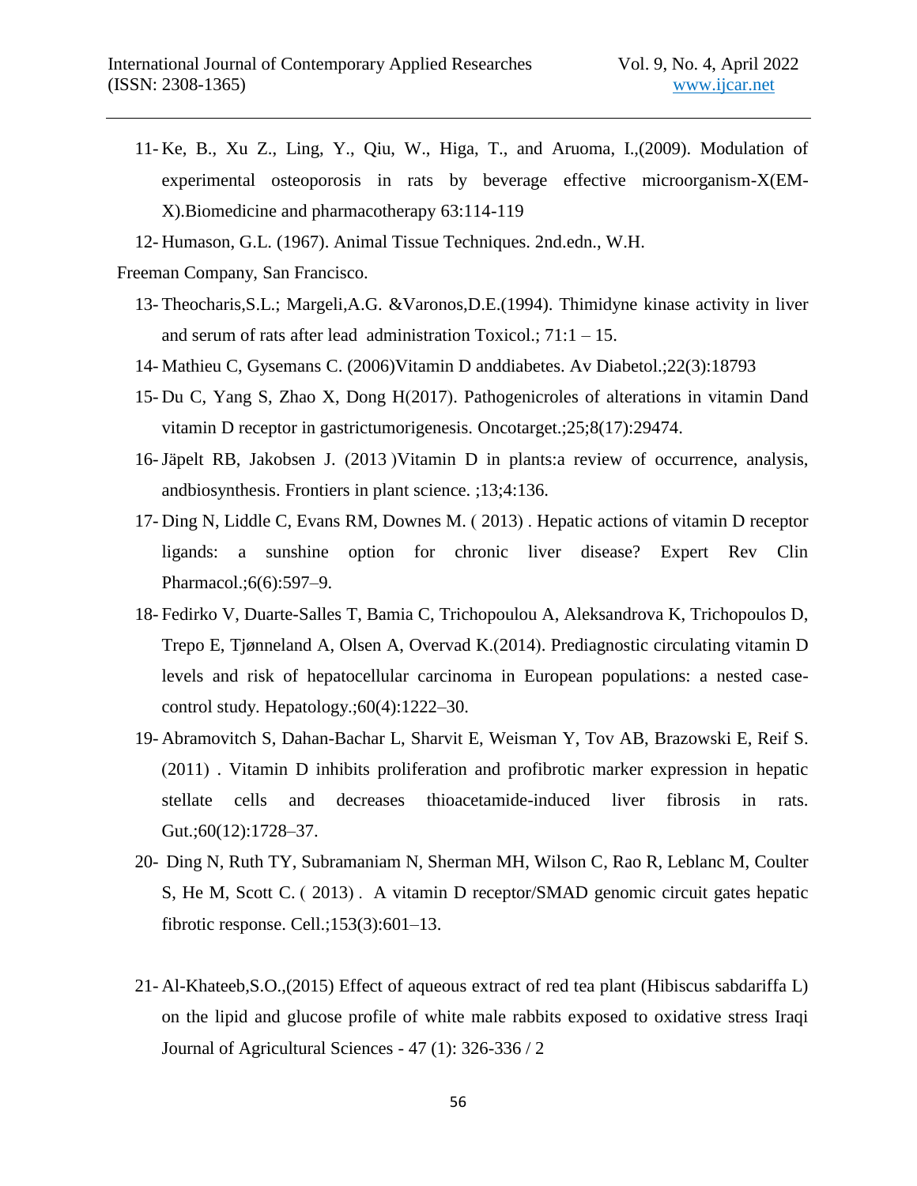11- Ke, B., Xu Z., Ling, Y., Qiu, W., Higa, T., and Aruoma, I.,(2009). Modulation of experimental osteoporosis in rats by beverage effective microorganism-X(EM-X).Biomedicine and pharmacotherapy 63:114-119

12- Humason, G.L. (1967). Animal Tissue Techniques. 2nd.edn., W.H. Freeman Company, San Francisco.

13- Theocharis,S.L.; Margeli,A.G. &Varonos,D.E.(1994). Thimidyne kinase activity in liver and serum of rats after lead administration Toxicol.; 71:1 – 15.

14- Mathieu C, Gysemans C. (2006)Vitamin D anddiabetes. Av Diabetol.;22(3):18793

15- Du C, Yang S, Zhao X, Dong H(2017). Pathogenicroles of alterations in vitamin Dand vitamin D receptor in gastrictumorigenesis. Oncotarget.;25;8(17):29474.

16- Jäpelt RB, Jakobsen J. (2013 )Vitamin D in plants:a review of occurrence, analysis, andbiosynthesis. Frontiers in plant science. ;13;4:136.

17- Ding N, Liddle C, Evans RM, Downes M. ( 2013) . Hepatic actions of vitamin D receptor ligands: a sunshine option for chronic liver disease? Expert Rev Clin Pharmacol.;6(6):597–9.

18- Fedirko V, Duarte-Salles T, Bamia C, Trichopoulou A, Aleksandrova K, Trichopoulos D, Trepo E, Tjønneland A, Olsen A, Overvad K.(2014). Prediagnostic circulating vitamin D levels and risk of hepatocellular carcinoma in European populations: a nested case-control study. Hepatology.;60(4):1222–30.

19- Abramovitch S, Dahan-Bachar L, Sharvit E, Weisman Y, Tov AB, Brazowski E, Reif S. (2011) . Vitamin D inhibits proliferation and profibrotic marker expression in hepatic stellate cells and decreases thioacetamide-induced liver fibrosis in rats. Gut.;60(12):1728–37.

20- Ding N, Ruth TY, Subramaniam N, Sherman MH, Wilson C, Rao R, Leblanc M, Coulter S, He M, Scott C. ( 2013) . A vitamin D receptor/SMAD genomic circuit gates hepatic fibrotic response. Cell.;153(3):601–13.

21- Al-Khateeb,S.O.,(2015) Effect of aqueous extract of red tea plant (Hibiscus sabdariffa L) on the lipid and glucose profile of white male rabbits exposed to oxidative stress Iraqi Journal of Agricultural Sciences - 47 (1): 326-336 / 2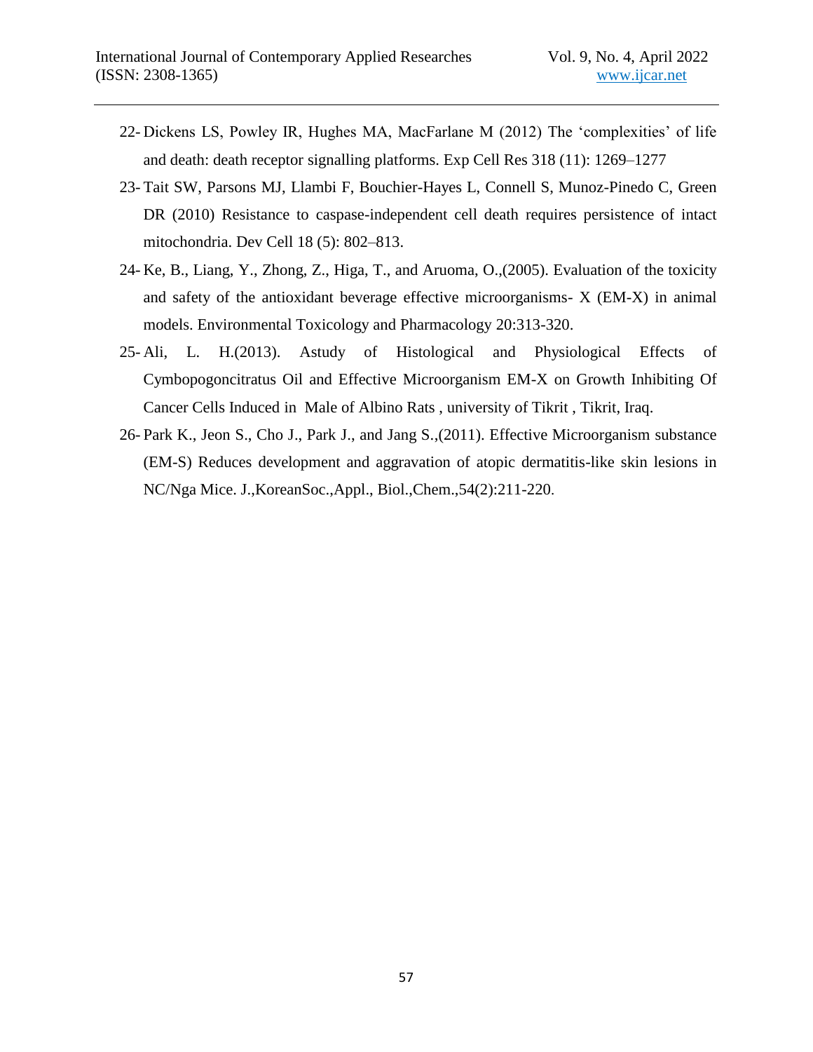22- Dickens LS, Powley IR, Hughes MA, MacFarlane M (2012) The 'complexities' of life and death: death receptor signalling platforms. Exp Cell Res 318 (11): 1269–1277

23- Tait SW, Parsons MJ, Llambi F, Bouchier-Hayes L, Connell S, Munoz-Pinedo C, Green DR (2010) Resistance to caspase-independent cell death requires persistence of intact mitochondria. Dev Cell 18 (5): 802–813.

24- Ke, B., Liang, Y., Zhong, Z., Higa, T., and Aruoma, O.,(2005). Evaluation of the toxicity and safety of the antioxidant beverage effective microorganisms- X (EM-X) in animal models. Environmental Toxicology and Pharmacology 20:313-320.

25- Ali, L. H.(2013). Astudy of Histological and Physiological Effects of Cymbopogoncitratus Oil and Effective Microorganism EM-X on Growth Inhibiting Of Cancer Cells Induced in Male of Albino Rats , university of Tikrit , Tikrit, Iraq.

26- Park K., Jeon S., Cho J., Park J., and Jang S.,(2011). Effective Microorganism substance (EM-S) Reduces development and aggravation of atopic dermatitis-like skin lesions in NC/Nga Mice. J.,KoreanSoc.,Appl., Biol.,Chem.,54(2):211-220.